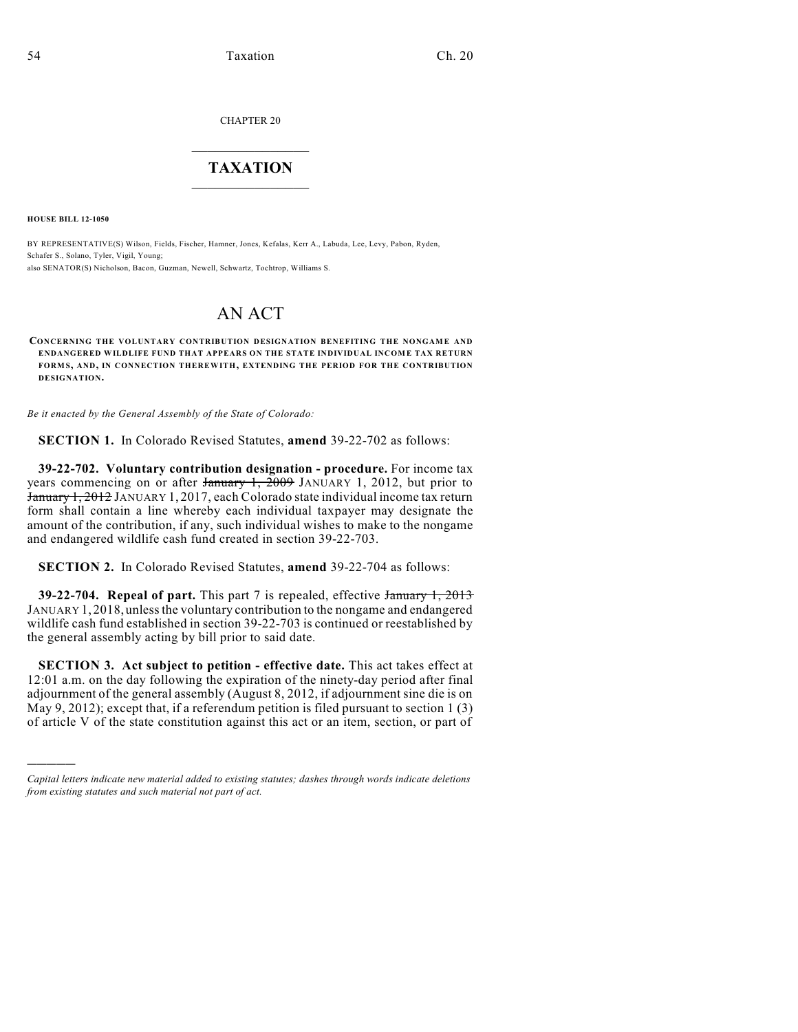CHAPTER 20

# TAXATION

**HOUSE BILL 12-1050**

BY REPRESENTATIVE(S) Wilson, Fields, Fischer, Hamner, Jones, Kefalas, Kerr A., Labuda, Lee, Levy, Pabon, Ryden, Schafer S., Solano, Tyler, Vigil, Young;
also SENATOR(S) Nicholson, Bacon, Guzman, Newell, Schwartz, Tochtrop, Williams S.

# AN ACT

**CONCERNING THE VOLUNTARY CONTRIBUTION DESIGNATION BENEFITING THE NONGAME AND ENDANGERED WILDLIFE FUND THAT APPEARS ON THE STATE INDIVIDUAL INCOME TAX RETURN FORMS, AND, IN CONNECTION THEREWITH, EXTENDING THE PERIOD FOR THE CONTRIBUTION DESIGNATION.**

*Be it enacted by the General Assembly of the State of Colorado:*

**SECTION 1.** In Colorado Revised Statutes, **amend** 39-22-702 as follows:

**39-22-702. Voluntary contribution designation - procedure.** For income tax years commencing on or after ~~January 1, 2009~~ JANUARY 1, 2012, but prior to ~~January 1, 2012~~ JANUARY 1, 2017, each Colorado state individual income tax return form shall contain a line whereby each individual taxpayer may designate the amount of the contribution, if any, such individual wishes to make to the nongame and endangered wildlife cash fund created in section 39-22-703.

**SECTION 2.** In Colorado Revised Statutes, **amend** 39-22-704 as follows:

**39-22-704. Repeal of part.** This part 7 is repealed, effective ~~January 1, 2013~~ JANUARY 1, 2018, unless the voluntary contribution to the nongame and endangered wildlife cash fund established in section 39-22-703 is continued or reestablished by the general assembly acting by bill prior to said date.

**SECTION 3. Act subject to petition - effective date.** This act takes effect at 12:01 a.m. on the day following the expiration of the ninety-day period after final adjournment of the general assembly (August 8, 2012, if adjournment sine die is on May 9, 2012); except that, if a referendum petition is filed pursuant to section 1 (3) of article V of the state constitution against this act or an item, section, or part of

---

*Capital letters indicate new material added to existing statutes; dashes through words indicate deletions from existing statutes and such material not part of act.*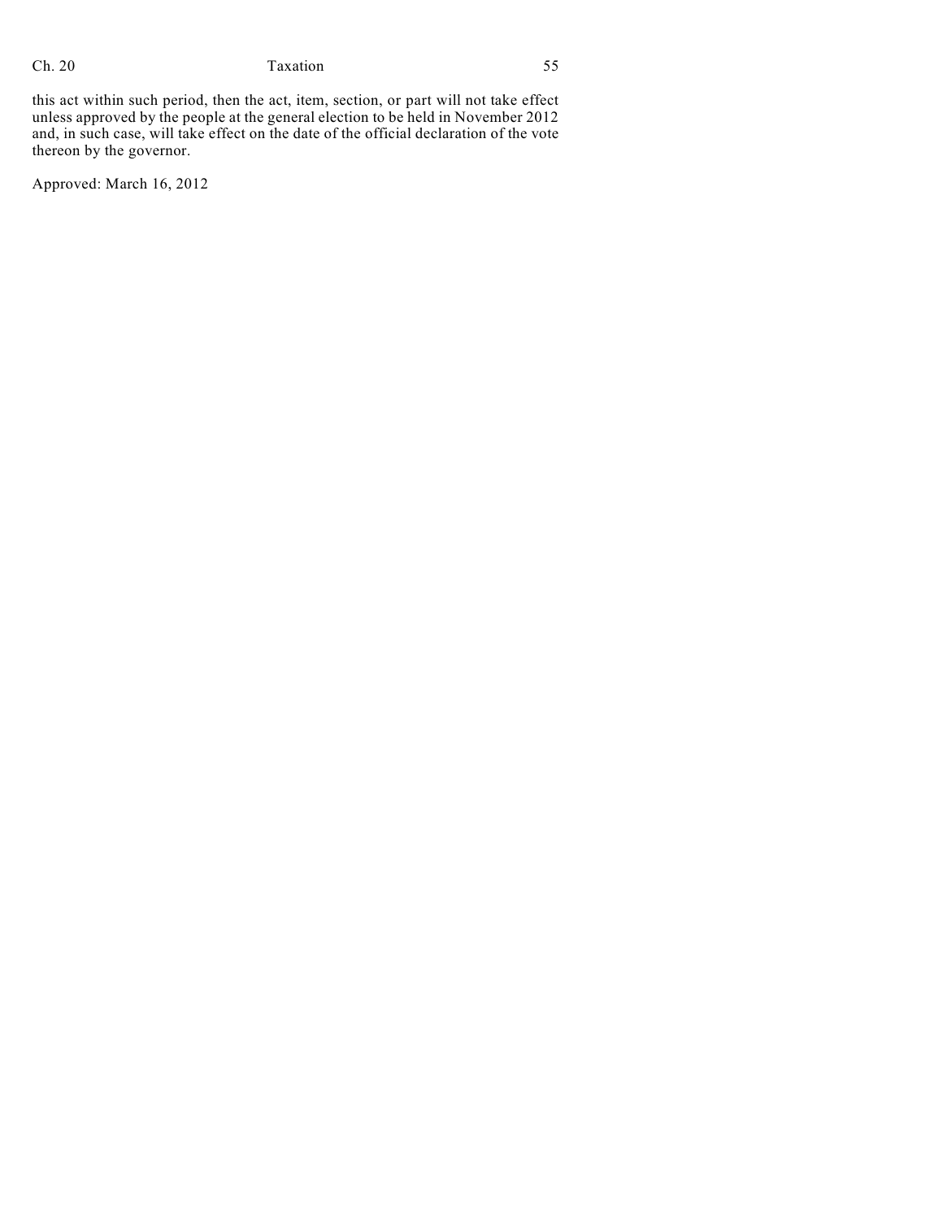this act within such period, then the act, item, section, or part will not take effect unless approved by the people at the general election to be held in November 2012 and, in such case, will take effect on the date of the official declaration of the vote thereon by the governor.

Approved: March 16, 2012